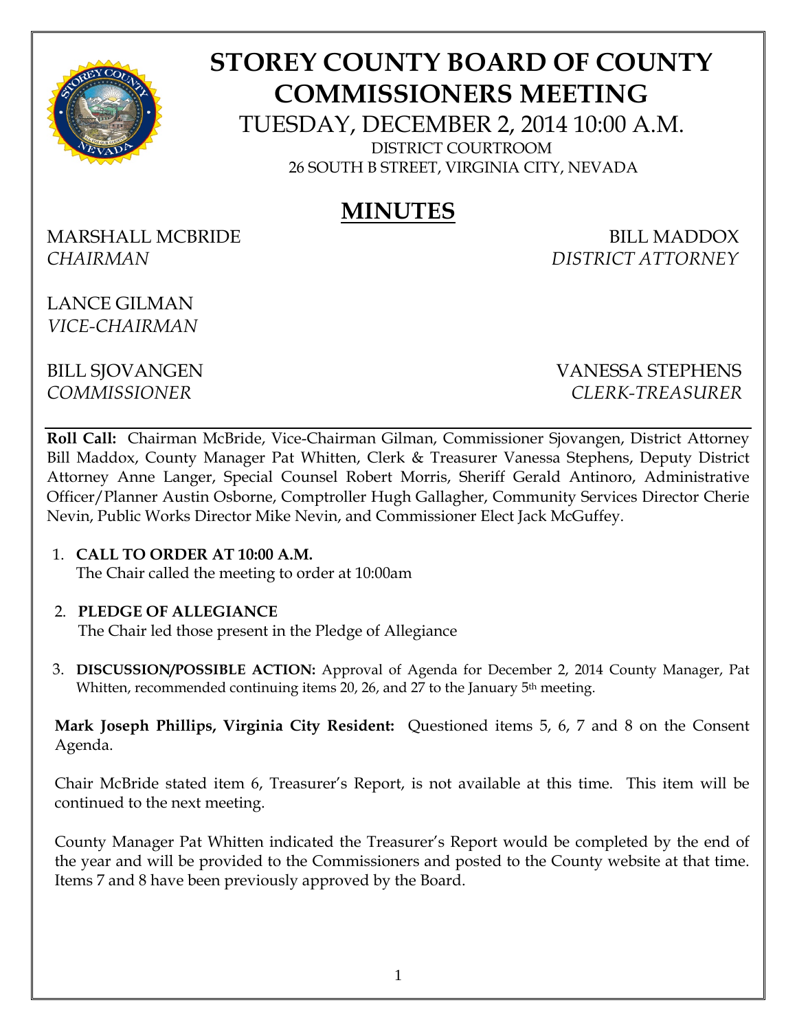# STOREY COUNTY BOARD OF COUNTY COMMISSIONERS MEETING

TUESDAY, DECEMBER 2, 2014 10:00 A.M.

DISTRICT COURTROOM
26 SOUTH B STREET, VIRGINIA CITY, NEVADA

## MINUTES

MARSHALL MCBRIDE
*CHAIRMAN*

LANCE GILMAN
*VICE-CHAIRMAN*

BILL SJOVANGEN
*COMMISSIONER*

BILL MADDOX
*DISTRICT ATTORNEY*

VANESSA STEPHENS
*CLERK-TREASURER*

---

**Roll Call:** Chairman McBride, Vice-Chairman Gilman, Commissioner Sjovangen, District Attorney Bill Maddox, County Manager Pat Whitten, Clerk & Treasurer Vanessa Stephens, Deputy District Attorney Anne Langer, Special Counsel Robert Morris, Sheriff Gerald Antinoro, Administrative Officer/Planner Austin Osborne, Comptroller Hugh Gallagher, Community Services Director Cherie Nevin, Public Works Director Mike Nevin, and Commissioner Elect Jack McGuffey.

1. **CALL TO ORDER AT 10:00 A.M.**
   The Chair called the meeting to order at 10:00am

2. **PLEDGE OF ALLEGIANCE**
   The Chair led those present in the Pledge of Allegiance

3. **DISCUSSION/POSSIBLE ACTION:** Approval of Agenda for December 2, 2014 County Manager, Pat Whitten, recommended continuing items 20, 26, and 27 to the January 5th meeting.

**Mark Joseph Phillips, Virginia City Resident:** Questioned items 5, 6, 7 and 8 on the Consent Agenda.

Chair McBride stated item 6, Treasurer's Report, is not available at this time. This item will be continued to the next meeting.

County Manager Pat Whitten indicated the Treasurer's Report would be completed by the end of the year and will be provided to the Commissioners and posted to the County website at that time. Items 7 and 8 have been previously approved by the Board.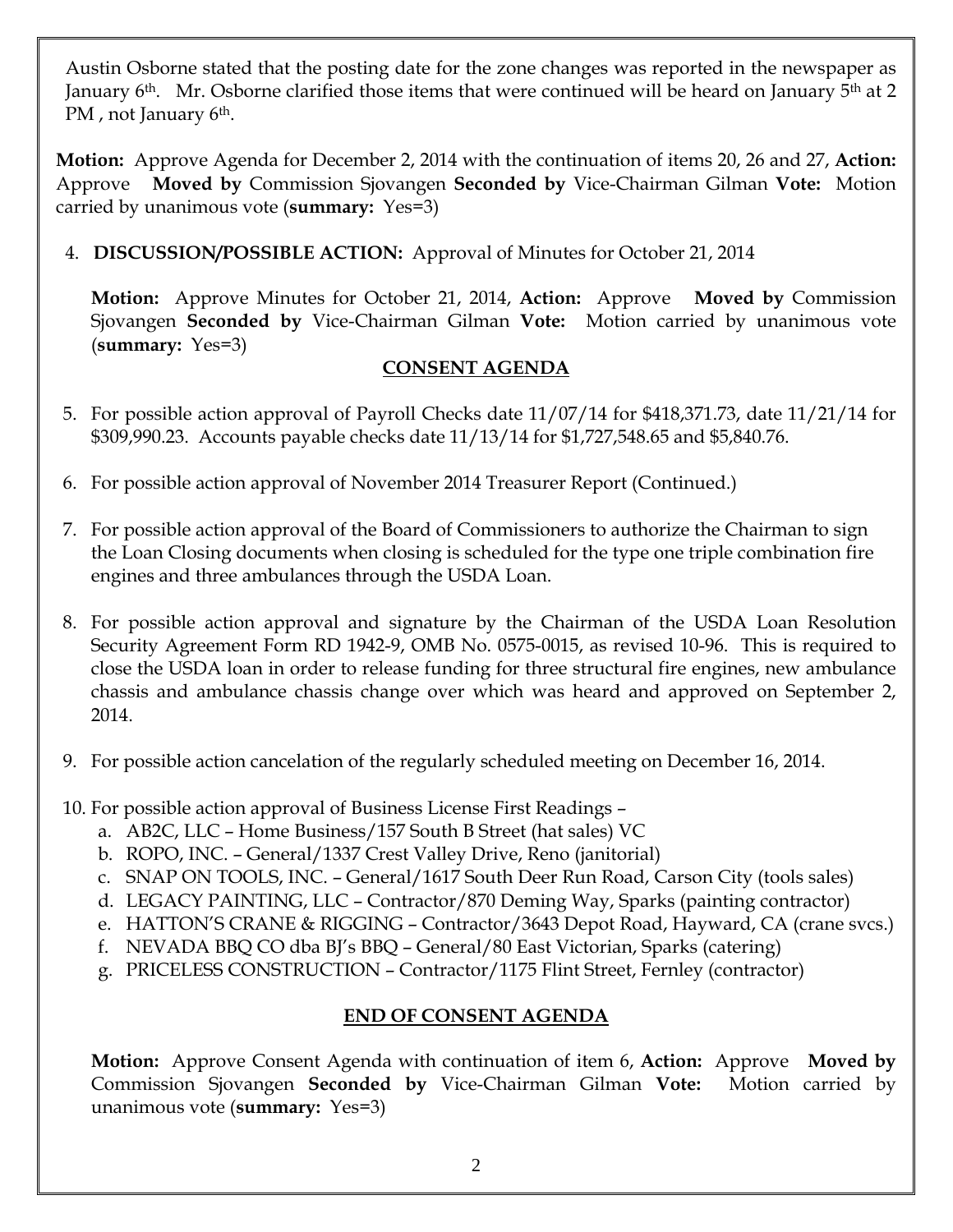Austin Osborne stated that the posting date for the zone changes was reported in the newspaper as January 6th. Mr. Osborne clarified those items that were continued will be heard on January 5th at 2 PM , not January 6th.

**Motion:** Approve Agenda for December 2, 2014 with the continuation of items 20, 26 and 27, **Action:** Approve **Moved by** Commission Sjovangen **Seconded by** Vice-Chairman Gilman **Vote:** Motion carried by unanimous vote (**summary:** Yes=3)

4. **DISCUSSION/POSSIBLE ACTION:** Approval of Minutes for October 21, 2014

   **Motion:** Approve Minutes for October 21, 2014, **Action:** Approve **Moved by** Commission Sjovangen **Seconded by** Vice-Chairman Gilman **Vote:** Motion carried by unanimous vote (**summary:** Yes=3)

## CONSENT AGENDA

5. For possible action approval of Payroll Checks date 11/07/14 for $418,371.73, date 11/21/14 for $309,990.23. Accounts payable checks date 11/13/14 for $1,727,548.65 and $5,840.76.

6. For possible action approval of November 2014 Treasurer Report (Continued.)

7. For possible action approval of the Board of Commissioners to authorize the Chairman to sign the Loan Closing documents when closing is scheduled for the type one triple combination fire engines and three ambulances through the USDA Loan.

8. For possible action approval and signature by the Chairman of the USDA Loan Resolution Security Agreement Form RD 1942-9, OMB No. 0575-0015, as revised 10-96. This is required to close the USDA loan in order to release funding for three structural fire engines, new ambulance chassis and ambulance chassis change over which was heard and approved on September 2, 2014.

9. For possible action cancelation of the regularly scheduled meeting on December 16, 2014.

10. For possible action approval of Business License First Readings –
    a. AB2C, LLC – Home Business/157 South B Street (hat sales) VC
    b. ROPO, INC. – General/1337 Crest Valley Drive, Reno (janitorial)
    c. SNAP ON TOOLS, INC. – General/1617 South Deer Run Road, Carson City (tools sales)
    d. LEGACY PAINTING, LLC – Contractor/870 Deming Way, Sparks (painting contractor)
    e. HATTON'S CRANE & RIGGING – Contractor/3643 Depot Road, Hayward, CA (crane svcs.)
    f. NEVADA BBQ CO dba BJ's BBQ – General/80 East Victorian, Sparks (catering)
    g. PRICELESS CONSTRUCTION – Contractor/1175 Flint Street, Fernley (contractor)

## END OF CONSENT AGENDA

**Motion:** Approve Consent Agenda with continuation of item 6, **Action:** Approve **Moved by** Commission Sjovangen **Seconded by** Vice-Chairman Gilman **Vote:** Motion carried by unanimous vote (**summary:** Yes=3)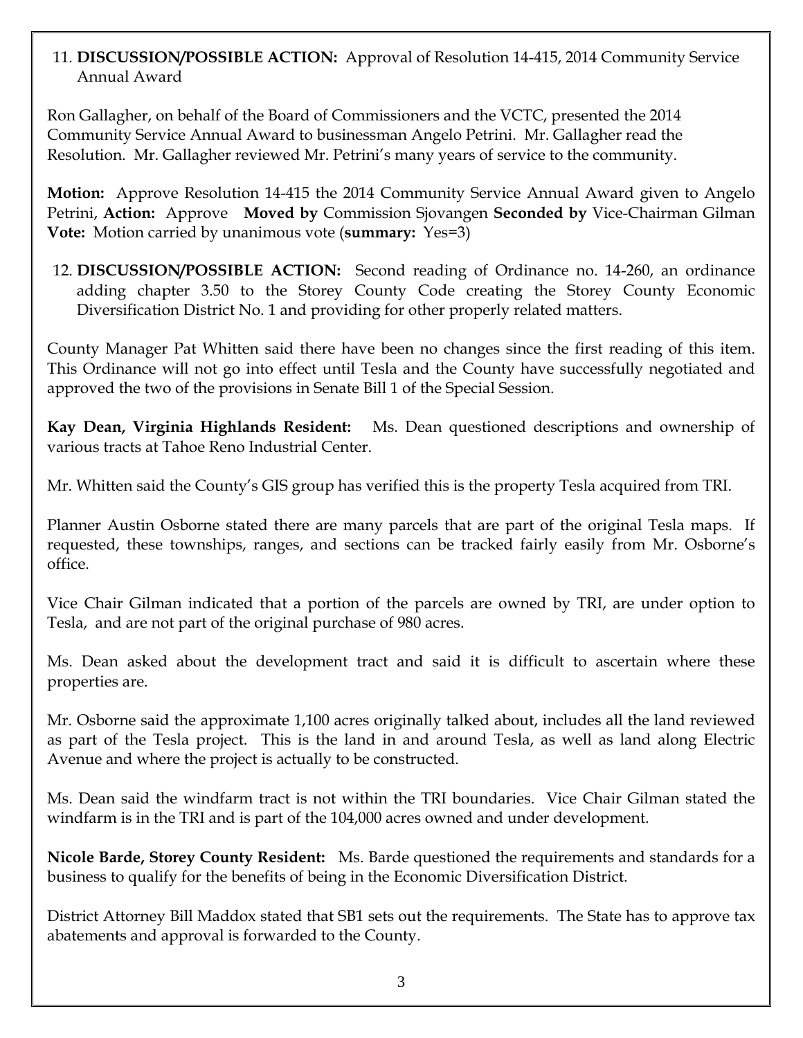11. **DISCUSSION/POSSIBLE ACTION:** Approval of Resolution 14-415, 2014 Community Service Annual Award

Ron Gallagher, on behalf of the Board of Commissioners and the VCTC, presented the 2014 Community Service Annual Award to businessman Angelo Petrini. Mr. Gallagher read the Resolution. Mr. Gallagher reviewed Mr. Petrini's many years of service to the community.

**Motion:** Approve Resolution 14-415 the 2014 Community Service Annual Award given to Angelo Petrini, **Action:** Approve **Moved by** Commission Sjovangen **Seconded by** Vice-Chairman Gilman **Vote:** Motion carried by unanimous vote (**summary:** Yes=3)

12. **DISCUSSION/POSSIBLE ACTION:** Second reading of Ordinance no. 14-260, an ordinance adding chapter 3.50 to the Storey County Code creating the Storey County Economic Diversification District No. 1 and providing for other properly related matters.

County Manager Pat Whitten said there have been no changes since the first reading of this item. This Ordinance will not go into effect until Tesla and the County have successfully negotiated and approved the two of the provisions in Senate Bill 1 of the Special Session.

**Kay Dean, Virginia Highlands Resident:** Ms. Dean questioned descriptions and ownership of various tracts at Tahoe Reno Industrial Center.

Mr. Whitten said the County's GIS group has verified this is the property Tesla acquired from TRI.

Planner Austin Osborne stated there are many parcels that are part of the original Tesla maps. If requested, these townships, ranges, and sections can be tracked fairly easily from Mr. Osborne's office.

Vice Chair Gilman indicated that a portion of the parcels are owned by TRI, are under option to Tesla, and are not part of the original purchase of 980 acres.

Ms. Dean asked about the development tract and said it is difficult to ascertain where these properties are.

Mr. Osborne said the approximate 1,100 acres originally talked about, includes all the land reviewed as part of the Tesla project. This is the land in and around Tesla, as well as land along Electric Avenue and where the project is actually to be constructed.

Ms. Dean said the windfarm tract is not within the TRI boundaries. Vice Chair Gilman stated the windfarm is in the TRI and is part of the 104,000 acres owned and under development.

**Nicole Barde, Storey County Resident:** Ms. Barde questioned the requirements and standards for a business to qualify for the benefits of being in the Economic Diversification District.

District Attorney Bill Maddox stated that SB1 sets out the requirements. The State has to approve tax abatements and approval is forwarded to the County.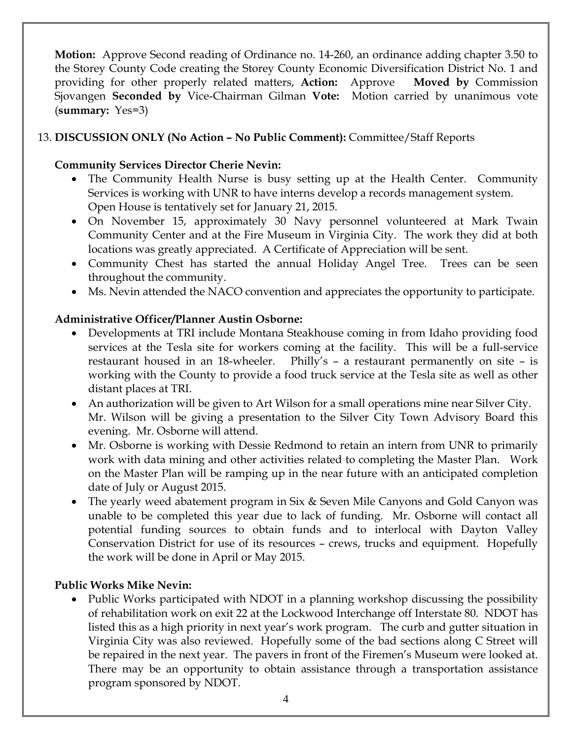**Motion:** Approve Second reading of Ordinance no. 14-260, an ordinance adding chapter 3.50 to the Storey County Code creating the Storey County Economic Diversification District No. 1 and providing for other properly related matters, **Action:** Approve **Moved by** Commission Sjovangen **Seconded by** Vice-Chairman Gilman **Vote:** Motion carried by unanimous vote (**summary:** Yes=3)

13. **DISCUSSION ONLY (No Action – No Public Comment):** Committee/Staff Reports

**Community Services Director Cherie Nevin:**

- The Community Health Nurse is busy setting up at the Health Center. Community Services is working with UNR to have interns develop a records management system. Open House is tentatively set for January 21, 2015.
- On November 15, approximately 30 Navy personnel volunteered at Mark Twain Community Center and at the Fire Museum in Virginia City. The work they did at both locations was greatly appreciated. A Certificate of Appreciation will be sent.
- Community Chest has started the annual Holiday Angel Tree. Trees can be seen throughout the community.
- Ms. Nevin attended the NACO convention and appreciates the opportunity to participate.

**Administrative Officer/Planner Austin Osborne:**

- Developments at TRI include Montana Steakhouse coming in from Idaho providing food services at the Tesla site for workers coming at the facility. This will be a full-service restaurant housed in an 18-wheeler. Philly's – a restaurant permanently on site – is working with the County to provide a food truck service at the Tesla site as well as other distant places at TRI.
- An authorization will be given to Art Wilson for a small operations mine near Silver City. Mr. Wilson will be giving a presentation to the Silver City Town Advisory Board this evening. Mr. Osborne will attend.
- Mr. Osborne is working with Dessie Redmond to retain an intern from UNR to primarily work with data mining and other activities related to completing the Master Plan. Work on the Master Plan will be ramping up in the near future with an anticipated completion date of July or August 2015.
- The yearly weed abatement program in Six & Seven Mile Canyons and Gold Canyon was unable to be completed this year due to lack of funding. Mr. Osborne will contact all potential funding sources to obtain funds and to interlocal with Dayton Valley Conservation District for use of its resources – crews, trucks and equipment. Hopefully the work will be done in April or May 2015.

**Public Works Mike Nevin:**

- Public Works participated with NDOT in a planning workshop discussing the possibility of rehabilitation work on exit 22 at the Lockwood Interchange off Interstate 80. NDOT has listed this as a high priority in next year's work program. The curb and gutter situation in Virginia City was also reviewed. Hopefully some of the bad sections along C Street will be repaired in the next year. The pavers in front of the Firemen's Museum were looked at. There may be an opportunity to obtain assistance through a transportation assistance program sponsored by NDOT.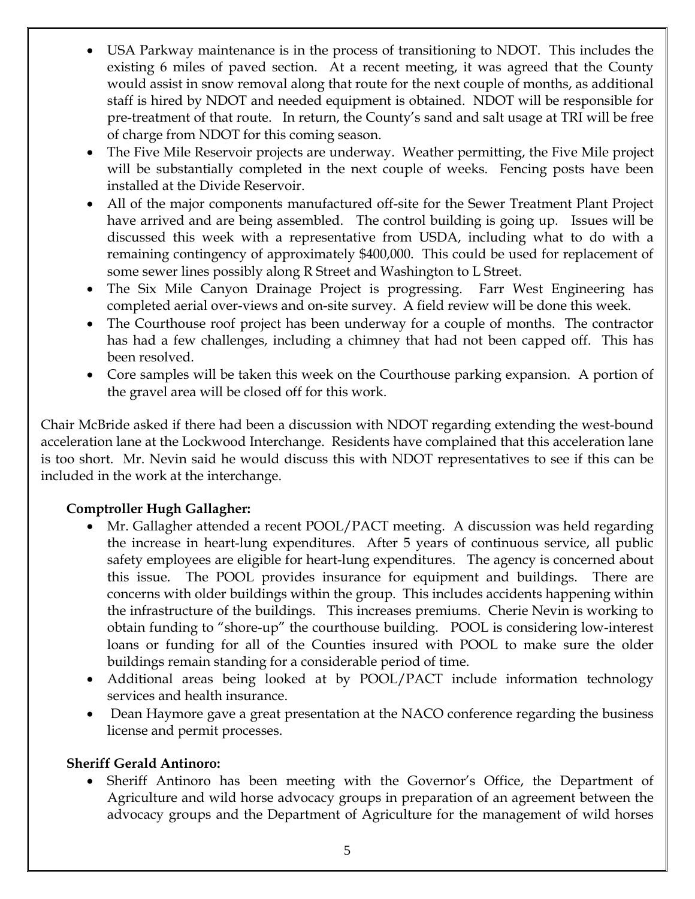- USA Parkway maintenance is in the process of transitioning to NDOT. This includes the existing 6 miles of paved section. At a recent meeting, it was agreed that the County would assist in snow removal along that route for the next couple of months, as additional staff is hired by NDOT and needed equipment is obtained. NDOT will be responsible for pre-treatment of that route. In return, the County's sand and salt usage at TRI will be free of charge from NDOT for this coming season.
- The Five Mile Reservoir projects are underway. Weather permitting, the Five Mile project will be substantially completed in the next couple of weeks. Fencing posts have been installed at the Divide Reservoir.
- All of the major components manufactured off-site for the Sewer Treatment Plant Project have arrived and are being assembled. The control building is going up. Issues will be discussed this week with a representative from USDA, including what to do with a remaining contingency of approximately $400,000. This could be used for replacement of some sewer lines possibly along R Street and Washington to L Street.
- The Six Mile Canyon Drainage Project is progressing. Farr West Engineering has completed aerial over-views and on-site survey. A field review will be done this week.
- The Courthouse roof project has been underway for a couple of months. The contractor has had a few challenges, including a chimney that had not been capped off. This has been resolved.
- Core samples will be taken this week on the Courthouse parking expansion. A portion of the gravel area will be closed off for this work.

Chair McBride asked if there had been a discussion with NDOT regarding extending the west-bound acceleration lane at the Lockwood Interchange. Residents have complained that this acceleration lane is too short. Mr. Nevin said he would discuss this with NDOT representatives to see if this can be included in the work at the interchange.

**Comptroller Hugh Gallagher:**

- Mr. Gallagher attended a recent POOL/PACT meeting. A discussion was held regarding the increase in heart-lung expenditures. After 5 years of continuous service, all public safety employees are eligible for heart-lung expenditures. The agency is concerned about this issue. The POOL provides insurance for equipment and buildings. There are concerns with older buildings within the group. This includes accidents happening within the infrastructure of the buildings. This increases premiums. Cherie Nevin is working to obtain funding to "shore-up" the courthouse building. POOL is considering low-interest loans or funding for all of the Counties insured with POOL to make sure the older buildings remain standing for a considerable period of time.
- Additional areas being looked at by POOL/PACT include information technology services and health insurance.
- Dean Haymore gave a great presentation at the NACO conference regarding the business license and permit processes.

**Sheriff Gerald Antinoro:**

- Sheriff Antinoro has been meeting with the Governor's Office, the Department of Agriculture and wild horse advocacy groups in preparation of an agreement between the advocacy groups and the Department of Agriculture for the management of wild horses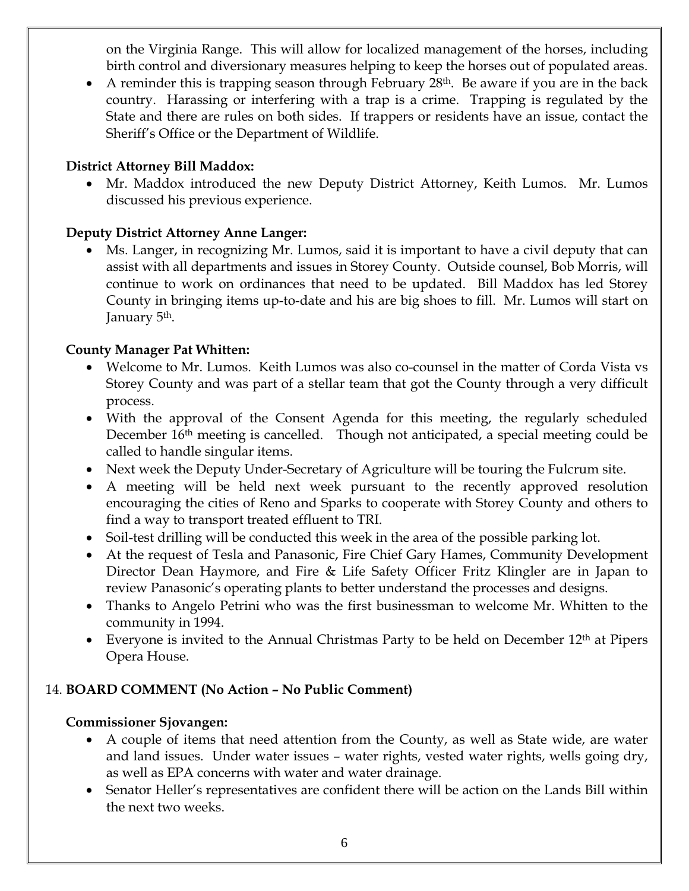on the Virginia Range. This will allow for localized management of the horses, including birth control and diversionary measures helping to keep the horses out of populated areas.

- A reminder this is trapping season through February 28th. Be aware if you are in the back country. Harassing or interfering with a trap is a crime. Trapping is regulated by the State and there are rules on both sides. If trappers or residents have an issue, contact the Sheriff's Office or the Department of Wildlife.

**District Attorney Bill Maddox:**

- Mr. Maddox introduced the new Deputy District Attorney, Keith Lumos. Mr. Lumos discussed his previous experience.

**Deputy District Attorney Anne Langer:**

- Ms. Langer, in recognizing Mr. Lumos, said it is important to have a civil deputy that can assist with all departments and issues in Storey County. Outside counsel, Bob Morris, will continue to work on ordinances that need to be updated. Bill Maddox has led Storey County in bringing items up-to-date and his are big shoes to fill. Mr. Lumos will start on January 5th.

**County Manager Pat Whitten:**

- Welcome to Mr. Lumos. Keith Lumos was also co-counsel in the matter of Corda Vista vs Storey County and was part of a stellar team that got the County through a very difficult process.
- With the approval of the Consent Agenda for this meeting, the regularly scheduled December 16th meeting is cancelled. Though not anticipated, a special meeting could be called to handle singular items.
- Next week the Deputy Under-Secretary of Agriculture will be touring the Fulcrum site.
- A meeting will be held next week pursuant to the recently approved resolution encouraging the cities of Reno and Sparks to cooperate with Storey County and others to find a way to transport treated effluent to TRI.
- Soil-test drilling will be conducted this week in the area of the possible parking lot.
- At the request of Tesla and Panasonic, Fire Chief Gary Hames, Community Development Director Dean Haymore, and Fire & Life Safety Officer Fritz Klingler are in Japan to review Panasonic's operating plants to better understand the processes and designs.
- Thanks to Angelo Petrini who was the first businessman to welcome Mr. Whitten to the community in 1994.
- Everyone is invited to the Annual Christmas Party to be held on December 12th at Pipers Opera House.

14. **BOARD COMMENT (No Action – No Public Comment)**

**Commissioner Sjovangen:**

- A couple of items that need attention from the County, as well as State wide, are water and land issues. Under water issues – water rights, vested water rights, wells going dry, as well as EPA concerns with water and water drainage.
- Senator Heller's representatives are confident there will be action on the Lands Bill within the next two weeks.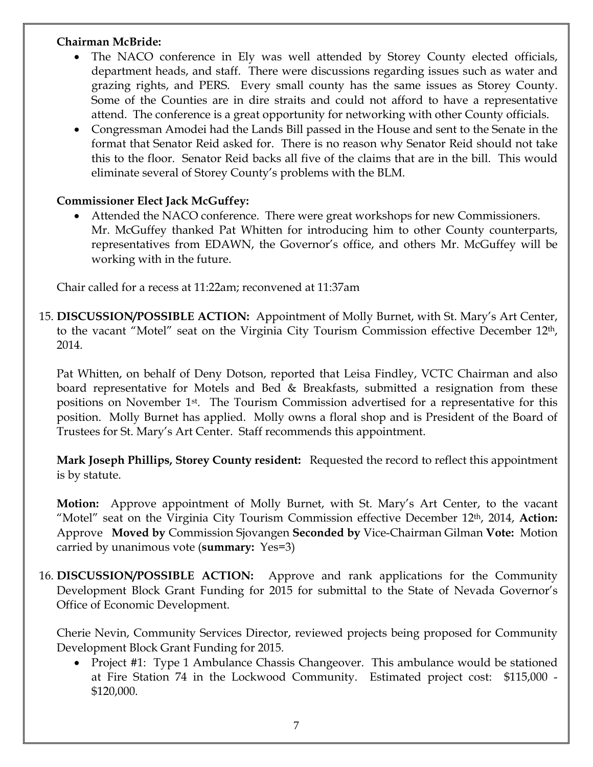**Chairman McBride:**

- The NACO conference in Ely was well attended by Storey County elected officials, department heads, and staff. There were discussions regarding issues such as water and grazing rights, and PERS. Every small county has the same issues as Storey County. Some of the Counties are in dire straits and could not afford to have a representative attend. The conference is a great opportunity for networking with other County officials.
- Congressman Amodei had the Lands Bill passed in the House and sent to the Senate in the format that Senator Reid asked for. There is no reason why Senator Reid should not take this to the floor. Senator Reid backs all five of the claims that are in the bill. This would eliminate several of Storey County's problems with the BLM.

**Commissioner Elect Jack McGuffey:**

- Attended the NACO conference. There were great workshops for new Commissioners. Mr. McGuffey thanked Pat Whitten for introducing him to other County counterparts, representatives from EDAWN, the Governor's office, and others Mr. McGuffey will be working with in the future.

Chair called for a recess at 11:22am; reconvened at 11:37am

15. **DISCUSSION/POSSIBLE ACTION:** Appointment of Molly Burnet, with St. Mary's Art Center, to the vacant "Motel" seat on the Virginia City Tourism Commission effective December 12th, 2014.

    Pat Whitten, on behalf of Deny Dotson, reported that Leisa Findley, VCTC Chairman and also board representative for Motels and Bed & Breakfasts, submitted a resignation from these positions on November 1st. The Tourism Commission advertised for a representative for this position. Molly Burnet has applied. Molly owns a floral shop and is President of the Board of Trustees for St. Mary's Art Center. Staff recommends this appointment.

    **Mark Joseph Phillips, Storey County resident:** Requested the record to reflect this appointment is by statute.

    **Motion:** Approve appointment of Molly Burnet, with St. Mary's Art Center, to the vacant "Motel" seat on the Virginia City Tourism Commission effective December 12th, 2014, **Action:** Approve **Moved by** Commission Sjovangen **Seconded by** Vice-Chairman Gilman **Vote:** Motion carried by unanimous vote (**summary:** Yes=3)

16. **DISCUSSION/POSSIBLE ACTION:** Approve and rank applications for the Community Development Block Grant Funding for 2015 for submittal to the State of Nevada Governor's Office of Economic Development.

    Cherie Nevin, Community Services Director, reviewed projects being proposed for Community Development Block Grant Funding for 2015.

    - Project #1: Type 1 Ambulance Chassis Changeover. This ambulance would be stationed at Fire Station 74 in the Lockwood Community. Estimated project cost: $115,000 - $120,000.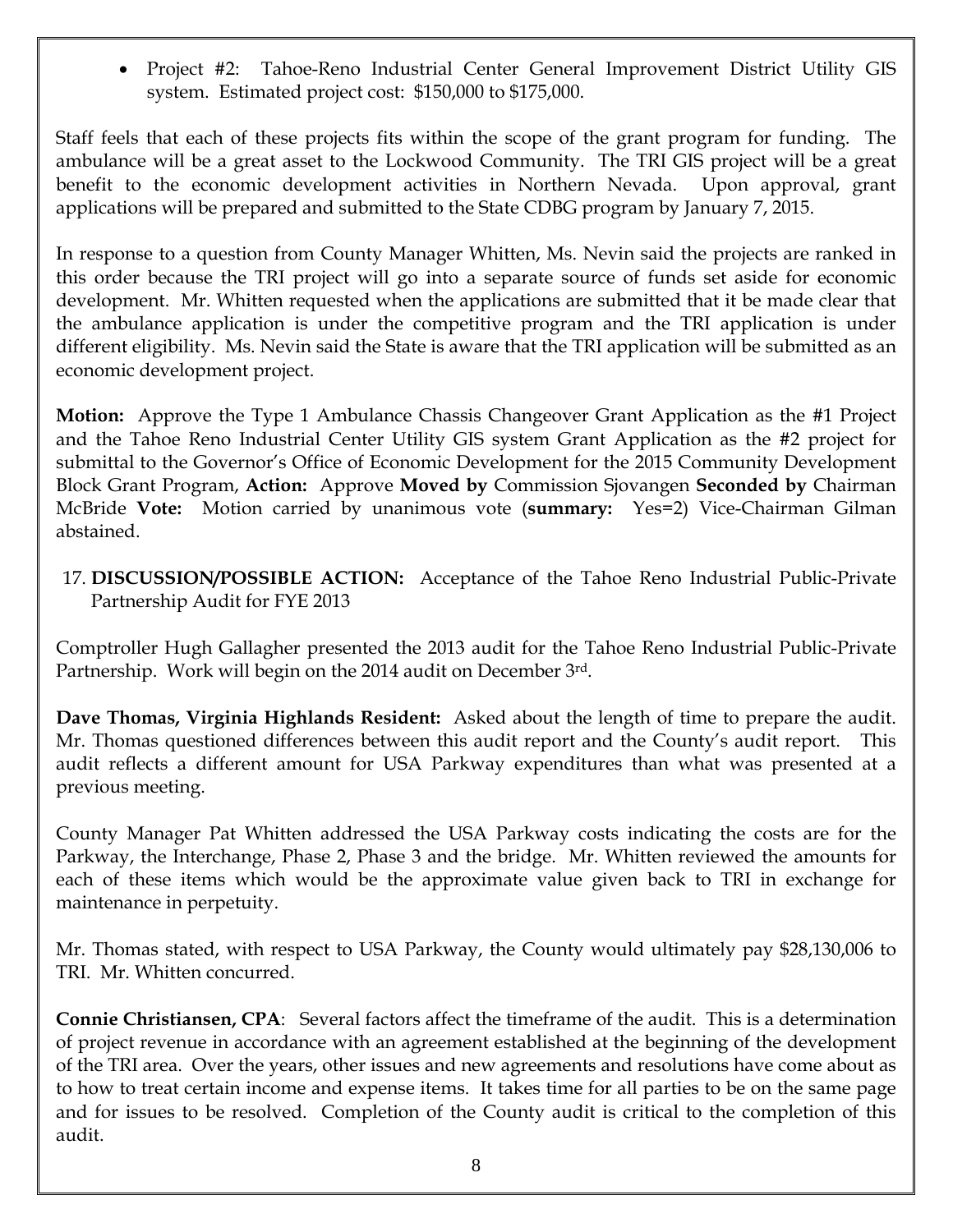- Project #2: Tahoe-Reno Industrial Center General Improvement District Utility GIS system. Estimated project cost: $150,000 to $175,000.

Staff feels that each of these projects fits within the scope of the grant program for funding. The ambulance will be a great asset to the Lockwood Community. The TRI GIS project will be a great benefit to the economic development activities in Northern Nevada. Upon approval, grant applications will be prepared and submitted to the State CDBG program by January 7, 2015.

In response to a question from County Manager Whitten, Ms. Nevin said the projects are ranked in this order because the TRI project will go into a separate source of funds set aside for economic development. Mr. Whitten requested when the applications are submitted that it be made clear that the ambulance application is under the competitive program and the TRI application is under different eligibility. Ms. Nevin said the State is aware that the TRI application will be submitted as an economic development project.

**Motion:** Approve the Type 1 Ambulance Chassis Changeover Grant Application as the #1 Project and the Tahoe Reno Industrial Center Utility GIS system Grant Application as the #2 project for submittal to the Governor's Office of Economic Development for the 2015 Community Development Block Grant Program, **Action:** Approve **Moved by** Commission Sjovangen **Seconded by** Chairman McBride **Vote:** Motion carried by unanimous vote (**summary:** Yes=2) Vice-Chairman Gilman abstained.

17. **DISCUSSION/POSSIBLE ACTION:** Acceptance of the Tahoe Reno Industrial Public-Private Partnership Audit for FYE 2013

Comptroller Hugh Gallagher presented the 2013 audit for the Tahoe Reno Industrial Public-Private Partnership. Work will begin on the 2014 audit on December 3rd.

**Dave Thomas, Virginia Highlands Resident:** Asked about the length of time to prepare the audit. Mr. Thomas questioned differences between this audit report and the County's audit report. This audit reflects a different amount for USA Parkway expenditures than what was presented at a previous meeting.

County Manager Pat Whitten addressed the USA Parkway costs indicating the costs are for the Parkway, the Interchange, Phase 2, Phase 3 and the bridge. Mr. Whitten reviewed the amounts for each of these items which would be the approximate value given back to TRI in exchange for maintenance in perpetuity.

Mr. Thomas stated, with respect to USA Parkway, the County would ultimately pay $28,130,006 to TRI. Mr. Whitten concurred.

**Connie Christiansen, CPA**: Several factors affect the timeframe of the audit. This is a determination of project revenue in accordance with an agreement established at the beginning of the development of the TRI area. Over the years, other issues and new agreements and resolutions have come about as to how to treat certain income and expense items. It takes time for all parties to be on the same page and for issues to be resolved. Completion of the County audit is critical to the completion of this audit.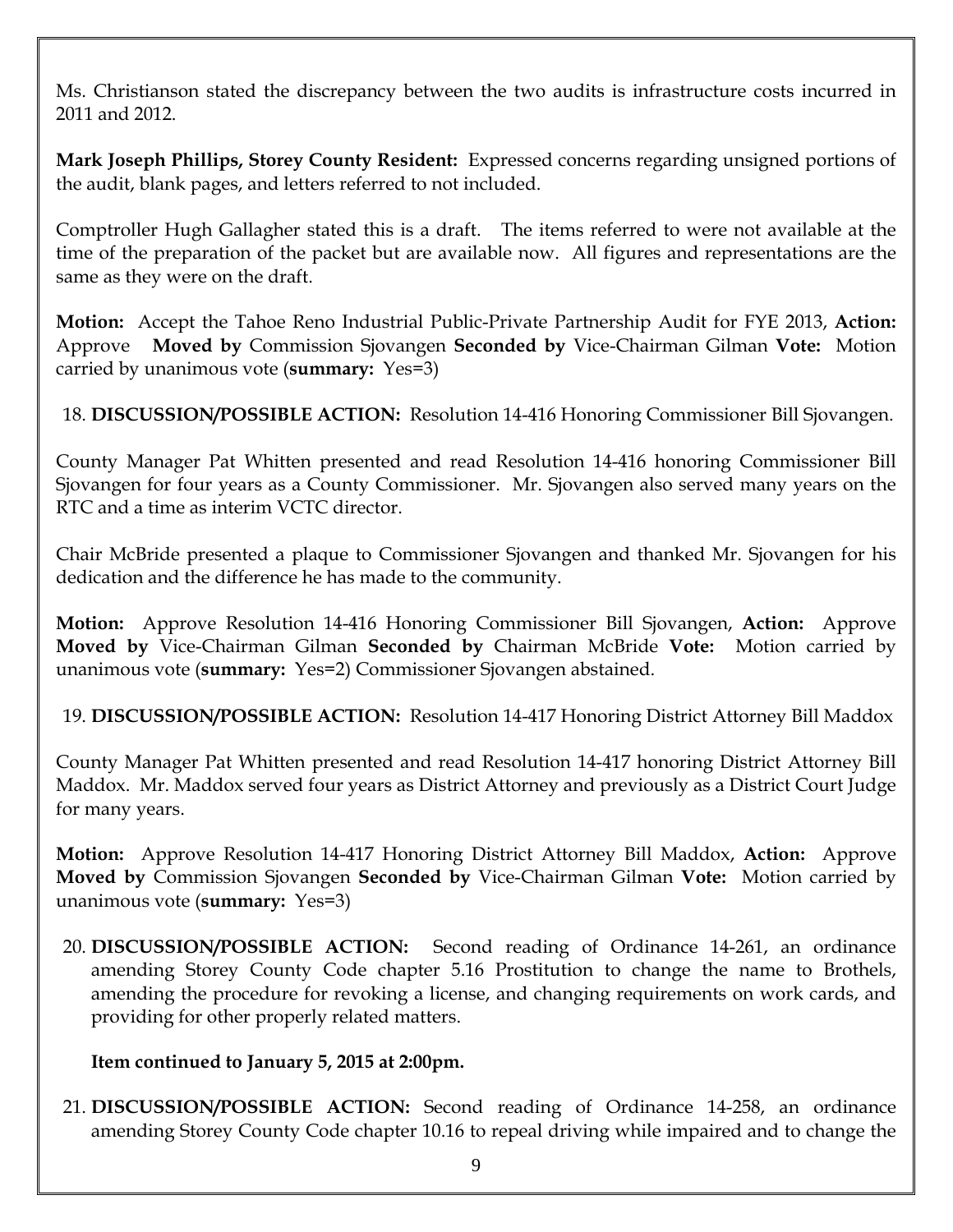Ms. Christianson stated the discrepancy between the two audits is infrastructure costs incurred in 2011 and 2012.

**Mark Joseph Phillips, Storey County Resident:** Expressed concerns regarding unsigned portions of the audit, blank pages, and letters referred to not included.

Comptroller Hugh Gallagher stated this is a draft. The items referred to were not available at the time of the preparation of the packet but are available now. All figures and representations are the same as they were on the draft.

**Motion:** Accept the Tahoe Reno Industrial Public-Private Partnership Audit for FYE 2013, **Action:** Approve **Moved by** Commission Sjovangen **Seconded by** Vice-Chairman Gilman **Vote:** Motion carried by unanimous vote (**summary:** Yes=3)

18. **DISCUSSION/POSSIBLE ACTION:** Resolution 14-416 Honoring Commissioner Bill Sjovangen.

County Manager Pat Whitten presented and read Resolution 14-416 honoring Commissioner Bill Sjovangen for four years as a County Commissioner. Mr. Sjovangen also served many years on the RTC and a time as interim VCTC director.

Chair McBride presented a plaque to Commissioner Sjovangen and thanked Mr. Sjovangen for his dedication and the difference he has made to the community.

**Motion:** Approve Resolution 14-416 Honoring Commissioner Bill Sjovangen, **Action:** Approve **Moved by** Vice-Chairman Gilman **Seconded by** Chairman McBride **Vote:** Motion carried by unanimous vote (**summary:** Yes=2) Commissioner Sjovangen abstained.

19. **DISCUSSION/POSSIBLE ACTION:** Resolution 14-417 Honoring District Attorney Bill Maddox

County Manager Pat Whitten presented and read Resolution 14-417 honoring District Attorney Bill Maddox. Mr. Maddox served four years as District Attorney and previously as a District Court Judge for many years.

**Motion:** Approve Resolution 14-417 Honoring District Attorney Bill Maddox, **Action:** Approve **Moved by** Commission Sjovangen **Seconded by** Vice-Chairman Gilman **Vote:** Motion carried by unanimous vote (**summary:** Yes=3)

20. **DISCUSSION/POSSIBLE ACTION:** Second reading of Ordinance 14-261, an ordinance amending Storey County Code chapter 5.16 Prostitution to change the name to Brothels, amending the procedure for revoking a license, and changing requirements on work cards, and providing for other properly related matters.

    **Item continued to January 5, 2015 at 2:00pm.**

21. **DISCUSSION/POSSIBLE ACTION:** Second reading of Ordinance 14-258, an ordinance amending Storey County Code chapter 10.16 to repeal driving while impaired and to change the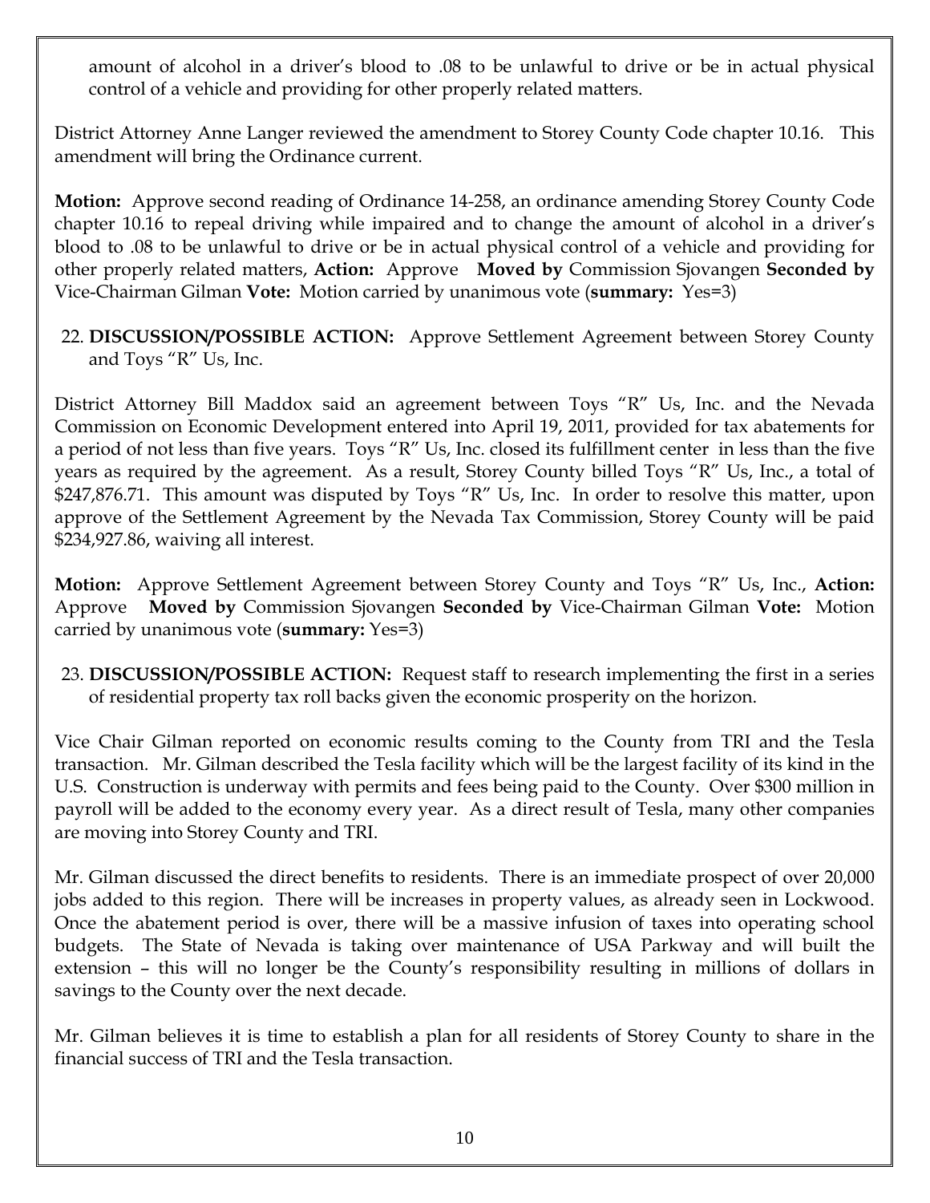amount of alcohol in a driver's blood to .08 to be unlawful to drive or be in actual physical control of a vehicle and providing for other properly related matters.

District Attorney Anne Langer reviewed the amendment to Storey County Code chapter 10.16. This amendment will bring the Ordinance current.

**Motion:** Approve second reading of Ordinance 14-258, an ordinance amending Storey County Code chapter 10.16 to repeal driving while impaired and to change the amount of alcohol in a driver's blood to .08 to be unlawful to drive or be in actual physical control of a vehicle and providing for other properly related matters, **Action:** Approve **Moved by** Commission Sjovangen **Seconded by** Vice-Chairman Gilman **Vote:** Motion carried by unanimous vote (**summary:** Yes=3)

22. **DISCUSSION/POSSIBLE ACTION:** Approve Settlement Agreement between Storey County and Toys "R" Us, Inc.

District Attorney Bill Maddox said an agreement between Toys "R" Us, Inc. and the Nevada Commission on Economic Development entered into April 19, 2011, provided for tax abatements for a period of not less than five years. Toys "R" Us, Inc. closed its fulfillment center in less than the five years as required by the agreement. As a result, Storey County billed Toys "R" Us, Inc., a total of $247,876.71. This amount was disputed by Toys "R" Us, Inc. In order to resolve this matter, upon approve of the Settlement Agreement by the Nevada Tax Commission, Storey County will be paid $234,927.86, waiving all interest.

**Motion:** Approve Settlement Agreement between Storey County and Toys "R" Us, Inc., **Action:** Approve **Moved by** Commission Sjovangen **Seconded by** Vice-Chairman Gilman **Vote:** Motion carried by unanimous vote (**summary:** Yes=3)

23. **DISCUSSION/POSSIBLE ACTION:** Request staff to research implementing the first in a series of residential property tax roll backs given the economic prosperity on the horizon.

Vice Chair Gilman reported on economic results coming to the County from TRI and the Tesla transaction. Mr. Gilman described the Tesla facility which will be the largest facility of its kind in the U.S. Construction is underway with permits and fees being paid to the County. Over $300 million in payroll will be added to the economy every year. As a direct result of Tesla, many other companies are moving into Storey County and TRI.

Mr. Gilman discussed the direct benefits to residents. There is an immediate prospect of over 20,000 jobs added to this region. There will be increases in property values, as already seen in Lockwood. Once the abatement period is over, there will be a massive infusion of taxes into operating school budgets. The State of Nevada is taking over maintenance of USA Parkway and will built the extension – this will no longer be the County's responsibility resulting in millions of dollars in savings to the County over the next decade.

Mr. Gilman believes it is time to establish a plan for all residents of Storey County to share in the financial success of TRI and the Tesla transaction.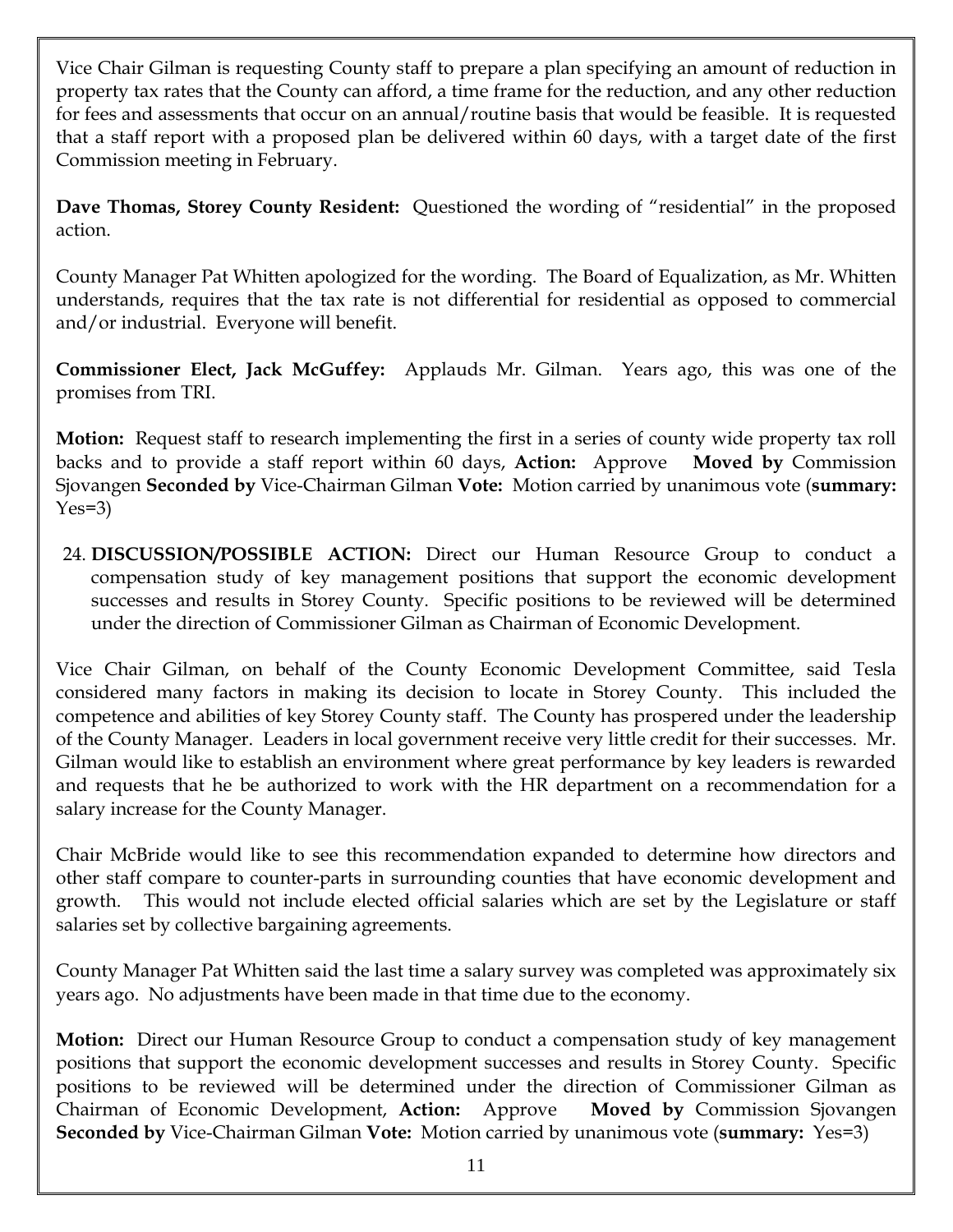Vice Chair Gilman is requesting County staff to prepare a plan specifying an amount of reduction in property tax rates that the County can afford, a time frame for the reduction, and any other reduction for fees and assessments that occur on an annual/routine basis that would be feasible. It is requested that a staff report with a proposed plan be delivered within 60 days, with a target date of the first Commission meeting in February.

**Dave Thomas, Storey County Resident:** Questioned the wording of "residential" in the proposed action.

County Manager Pat Whitten apologized for the wording. The Board of Equalization, as Mr. Whitten understands, requires that the tax rate is not differential for residential as opposed to commercial and/or industrial. Everyone will benefit.

**Commissioner Elect, Jack McGuffey:** Applauds Mr. Gilman. Years ago, this was one of the promises from TRI.

**Motion:** Request staff to research implementing the first in a series of county wide property tax roll backs and to provide a staff report within 60 days, **Action:** Approve **Moved by** Commission Sjovangen **Seconded by** Vice-Chairman Gilman **Vote:** Motion carried by unanimous vote (**summary:** Yes=3)

24. **DISCUSSION/POSSIBLE ACTION:** Direct our Human Resource Group to conduct a compensation study of key management positions that support the economic development successes and results in Storey County. Specific positions to be reviewed will be determined under the direction of Commissioner Gilman as Chairman of Economic Development.

Vice Chair Gilman, on behalf of the County Economic Development Committee, said Tesla considered many factors in making its decision to locate in Storey County. This included the competence and abilities of key Storey County staff. The County has prospered under the leadership of the County Manager. Leaders in local government receive very little credit for their successes. Mr. Gilman would like to establish an environment where great performance by key leaders is rewarded and requests that he be authorized to work with the HR department on a recommendation for a salary increase for the County Manager.

Chair McBride would like to see this recommendation expanded to determine how directors and other staff compare to counter-parts in surrounding counties that have economic development and growth. This would not include elected official salaries which are set by the Legislature or staff salaries set by collective bargaining agreements.

County Manager Pat Whitten said the last time a salary survey was completed was approximately six years ago. No adjustments have been made in that time due to the economy.

**Motion:** Direct our Human Resource Group to conduct a compensation study of key management positions that support the economic development successes and results in Storey County. Specific positions to be reviewed will be determined under the direction of Commissioner Gilman as Chairman of Economic Development, **Action:** Approve **Moved by** Commission Sjovangen **Seconded by** Vice-Chairman Gilman **Vote:** Motion carried by unanimous vote (**summary:** Yes=3)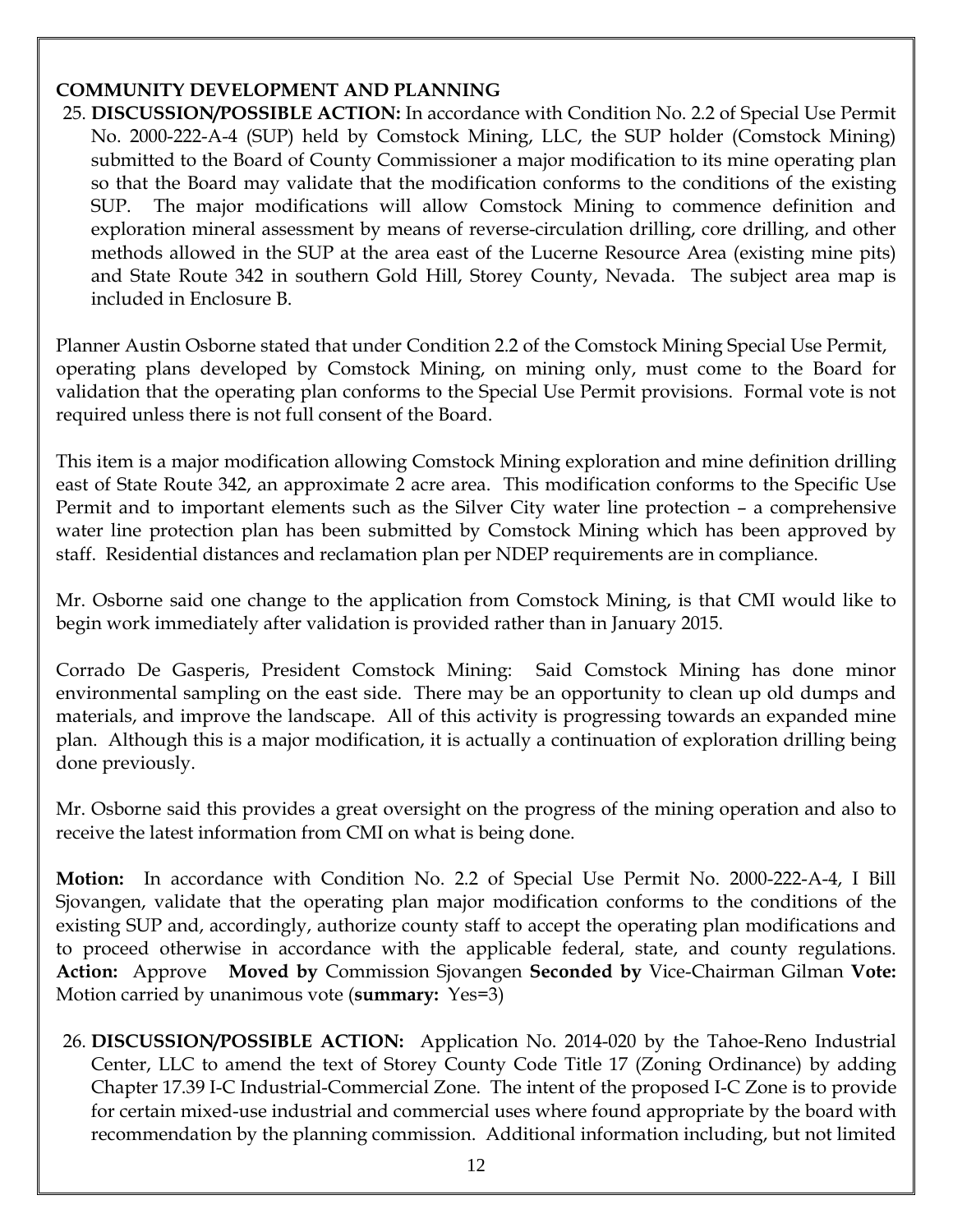**COMMUNITY DEVELOPMENT AND PLANNING**

25. **DISCUSSION/POSSIBLE ACTION:** In accordance with Condition No. 2.2 of Special Use Permit No. 2000-222-A-4 (SUP) held by Comstock Mining, LLC, the SUP holder (Comstock Mining) submitted to the Board of County Commissioner a major modification to its mine operating plan so that the Board may validate that the modification conforms to the conditions of the existing SUP. The major modifications will allow Comstock Mining to commence definition and exploration mineral assessment by means of reverse-circulation drilling, core drilling, and other methods allowed in the SUP at the area east of the Lucerne Resource Area (existing mine pits) and State Route 342 in southern Gold Hill, Storey County, Nevada. The subject area map is included in Enclosure B.

Planner Austin Osborne stated that under Condition 2.2 of the Comstock Mining Special Use Permit, operating plans developed by Comstock Mining, on mining only, must come to the Board for validation that the operating plan conforms to the Special Use Permit provisions. Formal vote is not required unless there is not full consent of the Board.

This item is a major modification allowing Comstock Mining exploration and mine definition drilling east of State Route 342, an approximate 2 acre area. This modification conforms to the Specific Use Permit and to important elements such as the Silver City water line protection – a comprehensive water line protection plan has been submitted by Comstock Mining which has been approved by staff. Residential distances and reclamation plan per NDEP requirements are in compliance.

Mr. Osborne said one change to the application from Comstock Mining, is that CMI would like to begin work immediately after validation is provided rather than in January 2015.

Corrado De Gasperis, President Comstock Mining: Said Comstock Mining has done minor environmental sampling on the east side. There may be an opportunity to clean up old dumps and materials, and improve the landscape. All of this activity is progressing towards an expanded mine plan. Although this is a major modification, it is actually a continuation of exploration drilling being done previously.

Mr. Osborne said this provides a great oversight on the progress of the mining operation and also to receive the latest information from CMI on what is being done.

**Motion:** In accordance with Condition No. 2.2 of Special Use Permit No. 2000-222-A-4, I Bill Sjovangen, validate that the operating plan major modification conforms to the conditions of the existing SUP and, accordingly, authorize county staff to accept the operating plan modifications and to proceed otherwise in accordance with the applicable federal, state, and county regulations. **Action:** Approve **Moved by** Commission Sjovangen **Seconded by** Vice-Chairman Gilman **Vote:** Motion carried by unanimous vote (**summary:** Yes=3)

26. **DISCUSSION/POSSIBLE ACTION:** Application No. 2014-020 by the Tahoe-Reno Industrial Center, LLC to amend the text of Storey County Code Title 17 (Zoning Ordinance) by adding Chapter 17.39 I-C Industrial-Commercial Zone. The intent of the proposed I-C Zone is to provide for certain mixed-use industrial and commercial uses where found appropriate by the board with recommendation by the planning commission. Additional information including, but not limited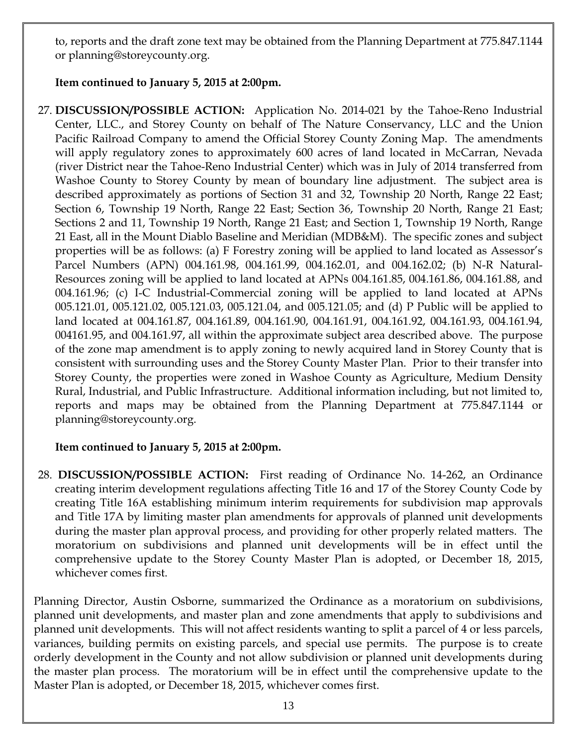to, reports and the draft zone text may be obtained from the Planning Department at 775.847.1144 or planning@storeycounty.org.

**Item continued to January 5, 2015 at 2:00pm.**

27. **DISCUSSION/POSSIBLE ACTION:** Application No. 2014-021 by the Tahoe-Reno Industrial Center, LLC., and Storey County on behalf of The Nature Conservancy, LLC and the Union Pacific Railroad Company to amend the Official Storey County Zoning Map. The amendments will apply regulatory zones to approximately 600 acres of land located in McCarran, Nevada (river District near the Tahoe-Reno Industrial Center) which was in July of 2014 transferred from Washoe County to Storey County by mean of boundary line adjustment. The subject area is described approximately as portions of Section 31 and 32, Township 20 North, Range 22 East; Section 6, Township 19 North, Range 22 East; Section 36, Township 20 North, Range 21 East; Sections 2 and 11, Township 19 North, Range 21 East; and Section 1, Township 19 North, Range 21 East, all in the Mount Diablo Baseline and Meridian (MDB&M). The specific zones and subject properties will be as follows: (a) F Forestry zoning will be applied to land located as Assessor's Parcel Numbers (APN) 004.161.98, 004.161.99, 004.162.01, and 004.162.02; (b) N-R Natural-Resources zoning will be applied to land located at APNs 004.161.85, 004.161.86, 004.161.88, and 004.161.96; (c) I-C Industrial-Commercial zoning will be applied to land located at APNs 005.121.01, 005.121.02, 005.121.03, 005.121.04, and 005.121.05; and (d) P Public will be applied to land located at 004.161.87, 004.161.89, 004.161.90, 004.161.91, 004.161.92, 004.161.93, 004.161.94, 004161.95, and 004.161.97, all within the approximate subject area described above. The purpose of the zone map amendment is to apply zoning to newly acquired land in Storey County that is consistent with surrounding uses and the Storey County Master Plan. Prior to their transfer into Storey County, the properties were zoned in Washoe County as Agriculture, Medium Density Rural, Industrial, and Public Infrastructure. Additional information including, but not limited to, reports and maps may be obtained from the Planning Department at 775.847.1144 or planning@storeycounty.org.

**Item continued to January 5, 2015 at 2:00pm.**

28. **DISCUSSION/POSSIBLE ACTION:** First reading of Ordinance No. 14-262, an Ordinance creating interim development regulations affecting Title 16 and 17 of the Storey County Code by creating Title 16A establishing minimum interim requirements for subdivision map approvals and Title 17A by limiting master plan amendments for approvals of planned unit developments during the master plan approval process, and providing for other properly related matters. The moratorium on subdivisions and planned unit developments will be in effect until the comprehensive update to the Storey County Master Plan is adopted, or December 18, 2015, whichever comes first.

Planning Director, Austin Osborne, summarized the Ordinance as a moratorium on subdivisions, planned unit developments, and master plan and zone amendments that apply to subdivisions and planned unit developments. This will not affect residents wanting to split a parcel of 4 or less parcels, variances, building permits on existing parcels, and special use permits. The purpose is to create orderly development in the County and not allow subdivision or planned unit developments during the master plan process. The moratorium will be in effect until the comprehensive update to the Master Plan is adopted, or December 18, 2015, whichever comes first.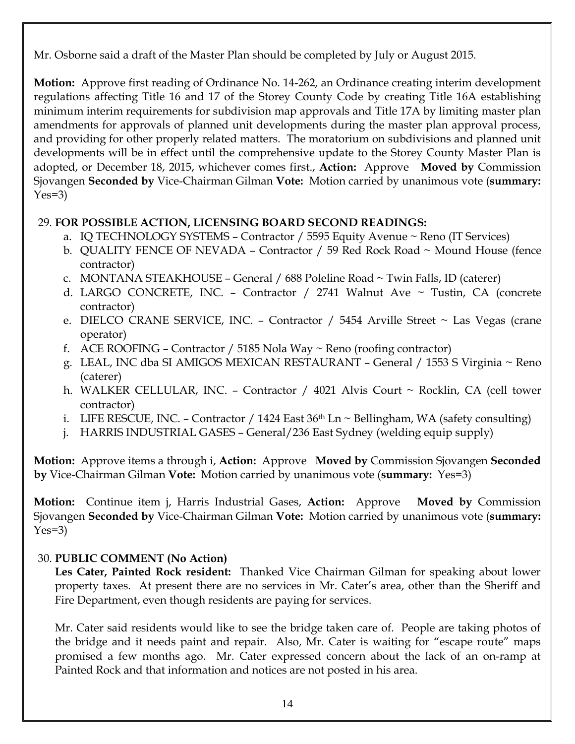Mr. Osborne said a draft of the Master Plan should be completed by July or August 2015.

**Motion:** Approve first reading of Ordinance No. 14-262, an Ordinance creating interim development regulations affecting Title 16 and 17 of the Storey County Code by creating Title 16A establishing minimum interim requirements for subdivision map approvals and Title 17A by limiting master plan amendments for approvals of planned unit developments during the master plan approval process, and providing for other properly related matters. The moratorium on subdivisions and planned unit developments will be in effect until the comprehensive update to the Storey County Master Plan is adopted, or December 18, 2015, whichever comes first., **Action:** Approve **Moved by** Commission Sjovangen **Seconded by** Vice-Chairman Gilman **Vote:** Motion carried by unanimous vote (**summary:** Yes=3)

29. **FOR POSSIBLE ACTION, LICENSING BOARD SECOND READINGS:**
    a. IQ TECHNOLOGY SYSTEMS – Contractor / 5595 Equity Avenue ~ Reno (IT Services)
    b. QUALITY FENCE OF NEVADA – Contractor / 59 Red Rock Road ~ Mound House (fence contractor)
    c. MONTANA STEAKHOUSE – General / 688 Poleline Road ~ Twin Falls, ID (caterer)
    d. LARGO CONCRETE, INC. – Contractor / 2741 Walnut Ave ~ Tustin, CA (concrete contractor)
    e. DIELCO CRANE SERVICE, INC. – Contractor / 5454 Arville Street ~ Las Vegas (crane operator)
    f. ACE ROOFING – Contractor / 5185 Nola Way ~ Reno (roofing contractor)
    g. LEAL, INC dba SI AMIGOS MEXICAN RESTAURANT – General / 1553 S Virginia ~ Reno (caterer)
    h. WALKER CELLULAR, INC. – Contractor / 4021 Alvis Court ~ Rocklin, CA (cell tower contractor)
    i. LIFE RESCUE, INC. – Contractor / 1424 East 36th Ln ~ Bellingham, WA (safety consulting)
    j. HARRIS INDUSTRIAL GASES – General/236 East Sydney (welding equip supply)

**Motion:** Approve items a through i, **Action:** Approve **Moved by** Commission Sjovangen **Seconded by** Vice-Chairman Gilman **Vote:** Motion carried by unanimous vote (**summary:** Yes=3)

**Motion:** Continue item j, Harris Industrial Gases, **Action:** Approve **Moved by** Commission Sjovangen **Seconded by** Vice-Chairman Gilman **Vote:** Motion carried by unanimous vote (**summary:** Yes=3)

30. **PUBLIC COMMENT (No Action)**

    **Les Cater, Painted Rock resident:** Thanked Vice Chairman Gilman for speaking about lower property taxes. At present there are no services in Mr. Cater's area, other than the Sheriff and Fire Department, even though residents are paying for services.

    Mr. Cater said residents would like to see the bridge taken care of. People are taking photos of the bridge and it needs paint and repair. Also, Mr. Cater is waiting for "escape route" maps promised a few months ago. Mr. Cater expressed concern about the lack of an on-ramp at Painted Rock and that information and notices are not posted in his area.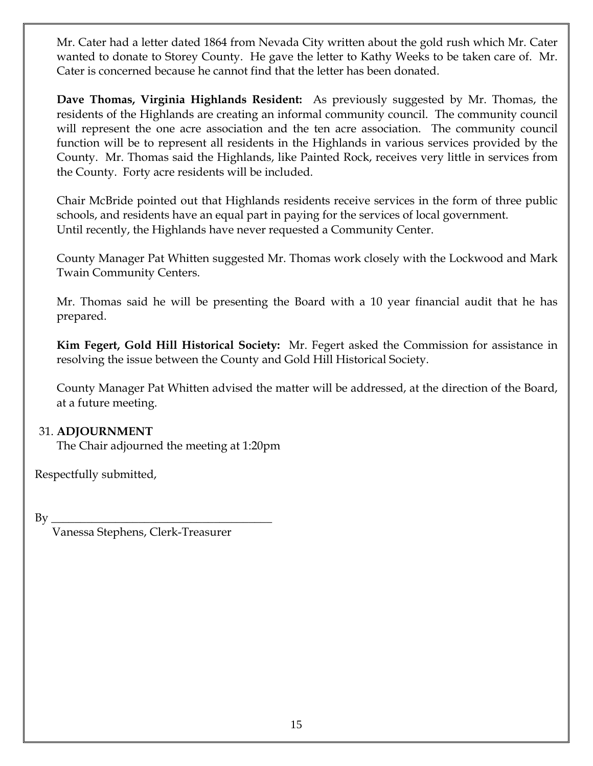Mr. Cater had a letter dated 1864 from Nevada City written about the gold rush which Mr. Cater wanted to donate to Storey County. He gave the letter to Kathy Weeks to be taken care of. Mr. Cater is concerned because he cannot find that the letter has been donated.

**Dave Thomas, Virginia Highlands Resident:** As previously suggested by Mr. Thomas, the residents of the Highlands are creating an informal community council. The community council will represent the one acre association and the ten acre association. The community council function will be to represent all residents in the Highlands in various services provided by the County. Mr. Thomas said the Highlands, like Painted Rock, receives very little in services from the County. Forty acre residents will be included.

Chair McBride pointed out that Highlands residents receive services in the form of three public schools, and residents have an equal part in paying for the services of local government. Until recently, the Highlands have never requested a Community Center.

County Manager Pat Whitten suggested Mr. Thomas work closely with the Lockwood and Mark Twain Community Centers.

Mr. Thomas said he will be presenting the Board with a 10 year financial audit that he has prepared.

**Kim Fegert, Gold Hill Historical Society:** Mr. Fegert asked the Commission for assistance in resolving the issue between the County and Gold Hill Historical Society.

County Manager Pat Whitten advised the matter will be addressed, at the direction of the Board, at a future meeting.

31. **ADJOURNMENT**
    The Chair adjourned the meeting at 1:20pm

Respectfully submitted,

By ________________________________________
    Vanessa Stephens, Clerk-Treasurer